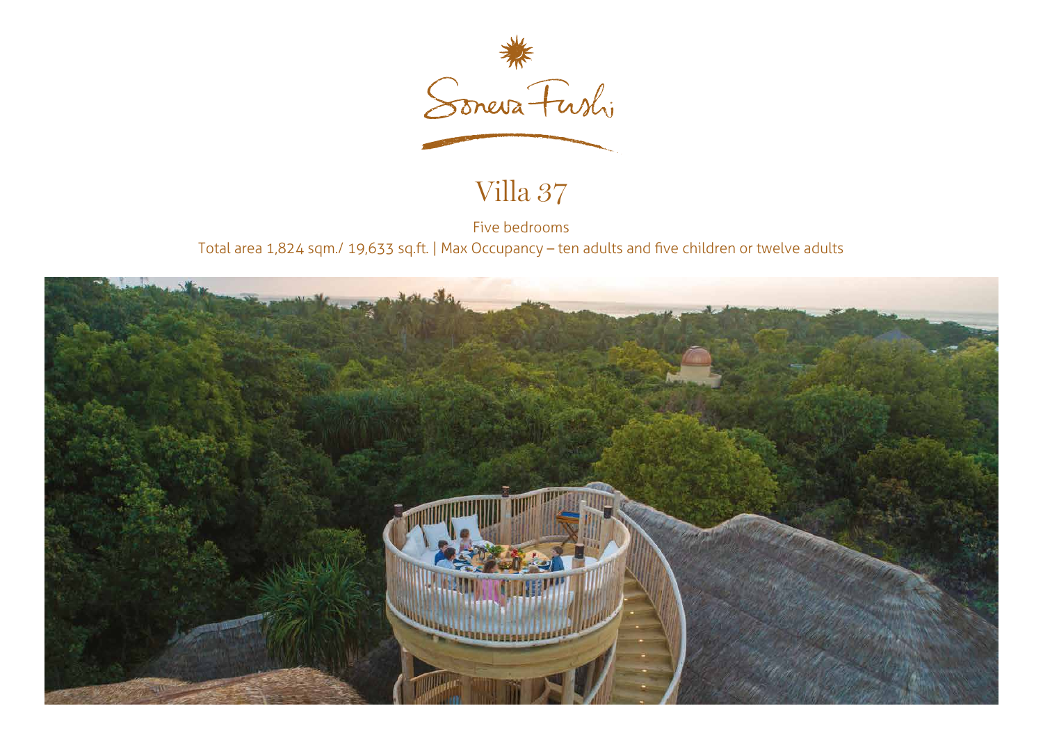Soneva Fushi

# Villa 37

Five bedrooms

Total area 1,824 sqm./ 19,633 sq.ft. | Max Occupancy – ten adults and five children or twelve adults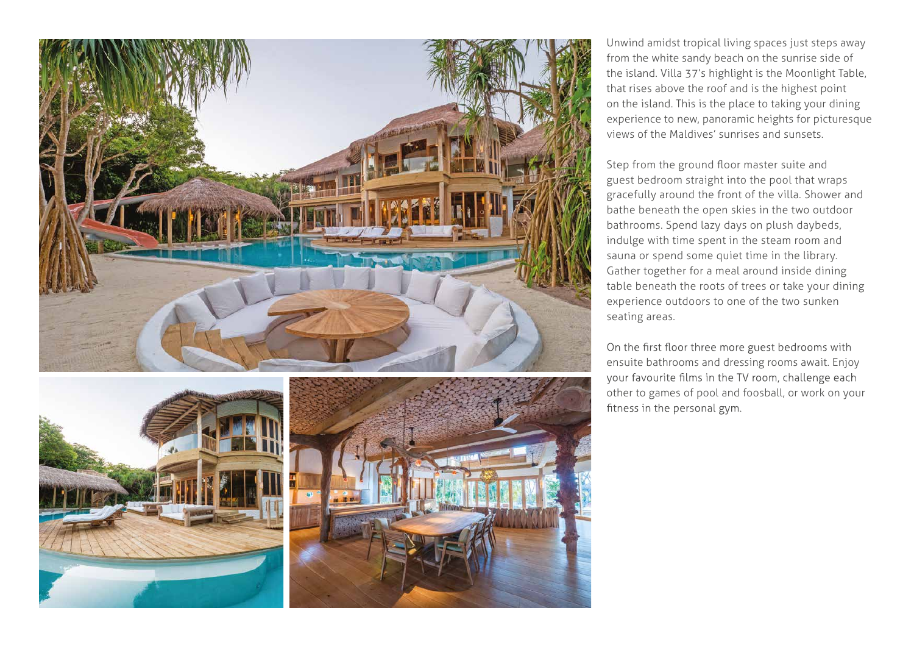Unwind amidst tropical living spaces just steps away from the white sandy beach on the sunrise side of the island. Villa 37's highlight is the Moonlight Table, that rises above the roof and is the highest point on the island. This is the place to taking your dining experience to new, panoramic heights for picturesque views of the Maldives' sunrises and sunsets.

Step from the ground floor master suite and guest bedroom straight into the pool that wraps gracefully around the front of the villa. Shower and bathe beneath the open skies in the two outdoor bathrooms. Spend lazy days on plush daybeds, indulge with time spent in the steam room and sauna or spend some quiet time in the library. Gather together for a meal around inside dining table beneath the roots of trees or take your dining experience outdoors to one of the two sunken seating areas.

On the first floor three more guest bedrooms with ensuite bathrooms and dressing rooms await. Enjoy your favourite films in the TV room, challenge each other to games of pool and foosball, or work on your fitness in the personal gym.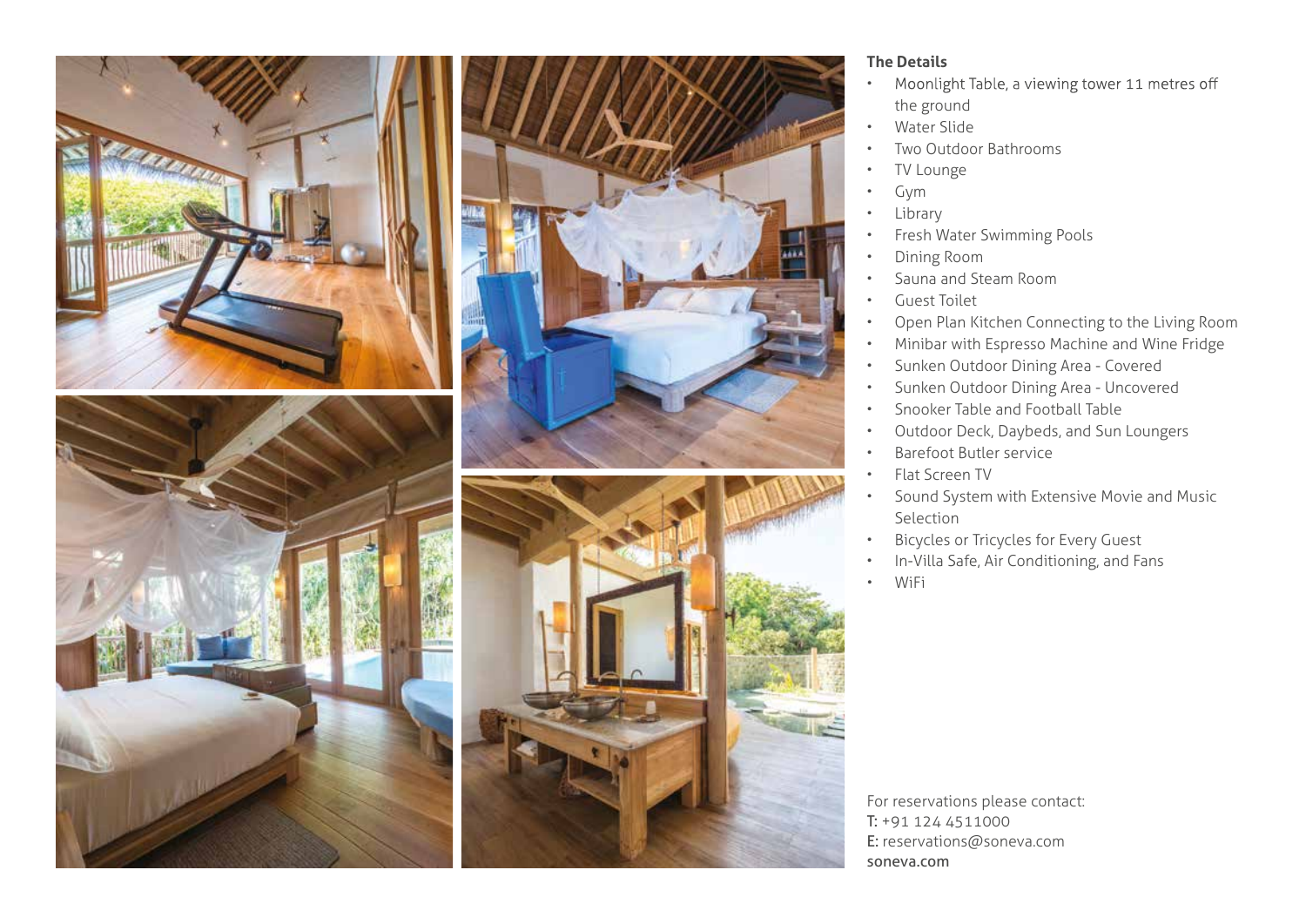### The Details

- Moonlight Table, a viewing tower 11 metres off the ground
- Water Slide
- Two Outdoor Bathrooms
- TV Lounge
- Gym
- Library
- Fresh Water Swimming Pools
- Dining Room
- Sauna and Steam Room
- Guest Toilet
- Open Plan Kitchen Connecting to the Living Room
- Minibar with Espresso Machine and Wine Fridge
- Sunken Outdoor Dining Area - Covered
- Sunken Outdoor Dining Area - Uncovered
- Snooker Table and Football Table
- Outdoor Deck, Daybeds, and Sun Loungers
- Barefoot Butler service
- Flat Screen TV
- Sound System with Extensive Movie and Music Selection
- Bicycles or Tricycles for Every Guest
- In-Villa Safe, Air Conditioning, and Fans
- WiFi

For reservations please contact:
**T:** +91 124 4511000
**E:** reservations@soneva.com
**soneva.com**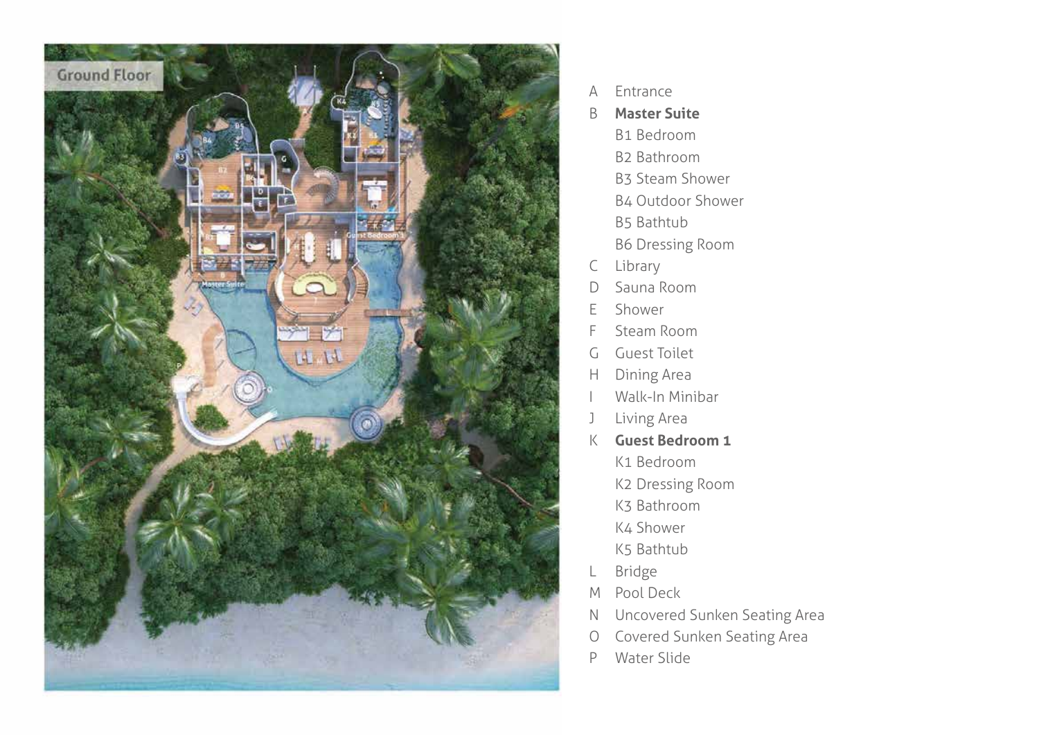Ground Floor

- A Entrance
- B **Master Suite**
  - B1 Bedroom
  - B2 Bathroom
  - B3 Steam Shower
  - B4 Outdoor Shower
  - B5 Bathtub
  - B6 Dressing Room
- C Library
- D Sauna Room
- E Shower
- F Steam Room
- G Guest Toilet
- H Dining Area
- I Walk-In Minibar
- J Living Area
- K **Guest Bedroom 1**
  - K1 Bedroom
  - K2 Dressing Room
  - K3 Bathroom
  - K4 Shower
  - K5 Bathtub
- L Bridge
- M Pool Deck
- N Uncovered Sunken Seating Area
- O Covered Sunken Seating Area
- P Water Slide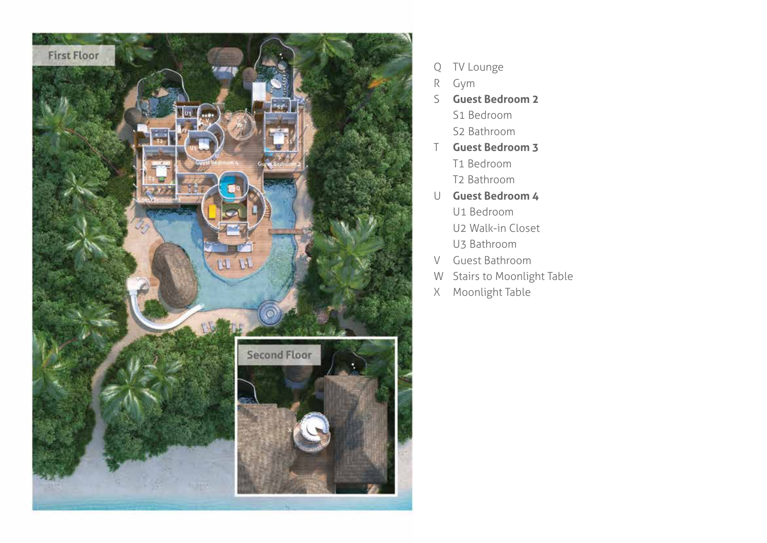First Floor

Second Floor

- Q TV Lounge
- R Gym
- S **Guest Bedroom 2**
  - S1 Bedroom
  - S2 Bathroom
- T **Guest Bedroom 3**
  - T1 Bedroom
  - T2 Bathroom
- U **Guest Bedroom 4**
  - U1 Bedroom
  - U2 Walk-in Closet
  - U3 Bathroom
- V Guest Bathroom
- W Stairs to Moonlight Table
- X Moonlight Table